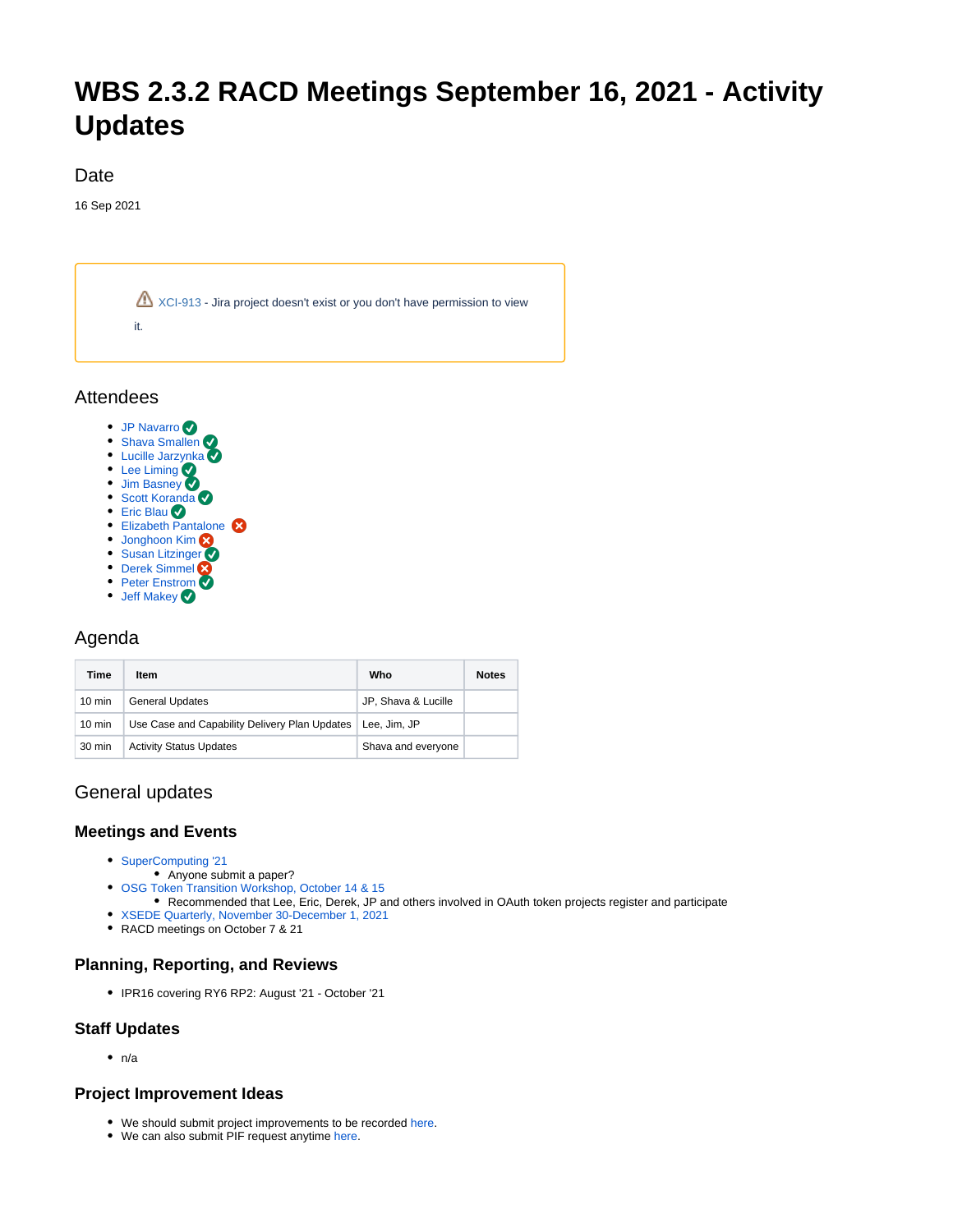# WBS 2.3.2 RACD Meetings September 16, 2021 - Activity Updates

## Date

16 Sep 2021

⚠ XCI-913 - Jira project doesn't exist or you don't have permission to view it.

## Attendees

- JP Navarro ✓
- Shava Smallen ✓
- Lucille Jarzynka ✓
- Lee Liming ✓
- Jim Basney ✓
- Scott Koranda ✓
- Eric Blau ✓
- Elizabeth Pantalone ✗
- Jonghoon Kim ✗
- Susan Litzinger ✓
- Derek Simmel ✗
- Peter Enstrom ✓
- Jeff Makey ✓

## Agenda

| Time | Item | Who | Notes |
|---|---|---|---|
| 10 min | General Updates | JP, Shava & Lucille | |
| 10 min | Use Case and Capability Delivery Plan Updates | Lee, Jim, JP | |
| 30 min | Activity Status Updates | Shava and everyone | |

## General updates

### Meetings and Events

- SuperComputing '21
  - Anyone submit a paper?
- OSG Token Transition Workshop, October 14 & 15
  - Recommended that Lee, Eric, Derek, JP and others involved in OAuth token projects register and participate
- XSEDE Quarterly, November 30-December 1, 2021
- RACD meetings on October 7 & 21

### Planning, Reporting, and Reviews

- IPR16 covering RY6 RP2: August '21 - October '21

### Staff Updates

- n/a

### Project Improvement Ideas

- We should submit project improvements to be recorded here.
- We can also submit PIF request anytime here.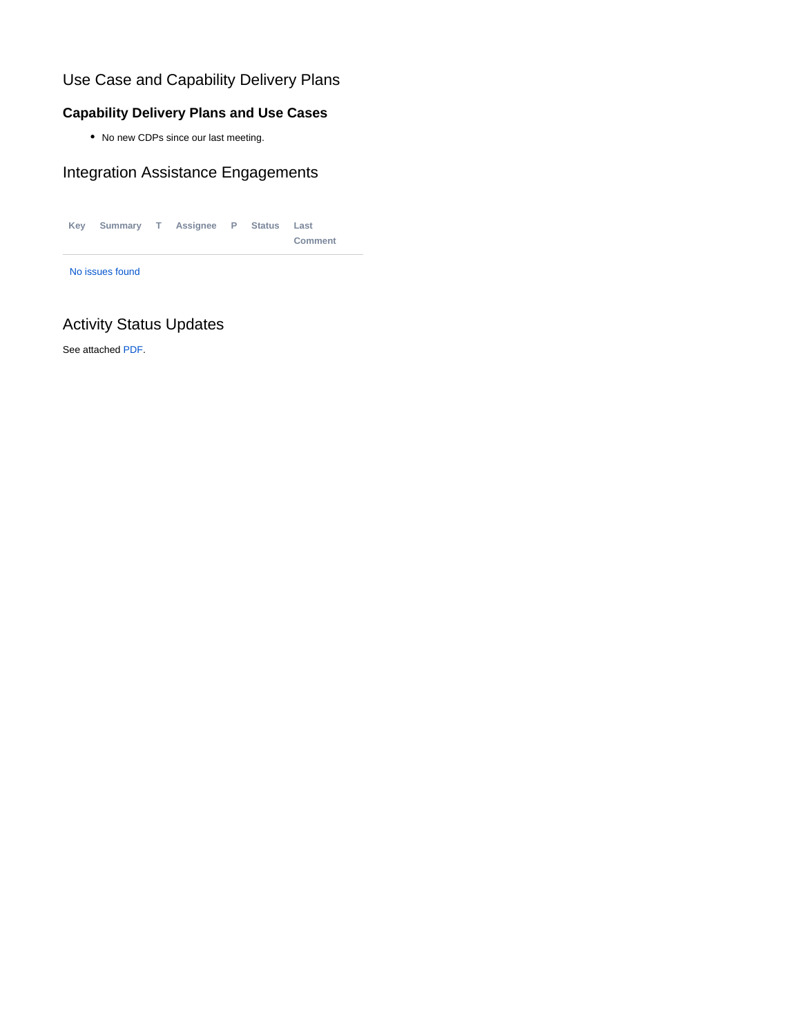# Use Case and Capability Delivery Plans

### Capability Delivery Plans and Use Cases

- No new CDPs since our last meeting.

# Integration Assistance Engagements

| Key | Summary | T | Assignee | P | Status | Last Comment |
|---|---|---|---|---|---|---|
| No issues found | | | | | | |

# Activity Status Updates

See attached PDF.